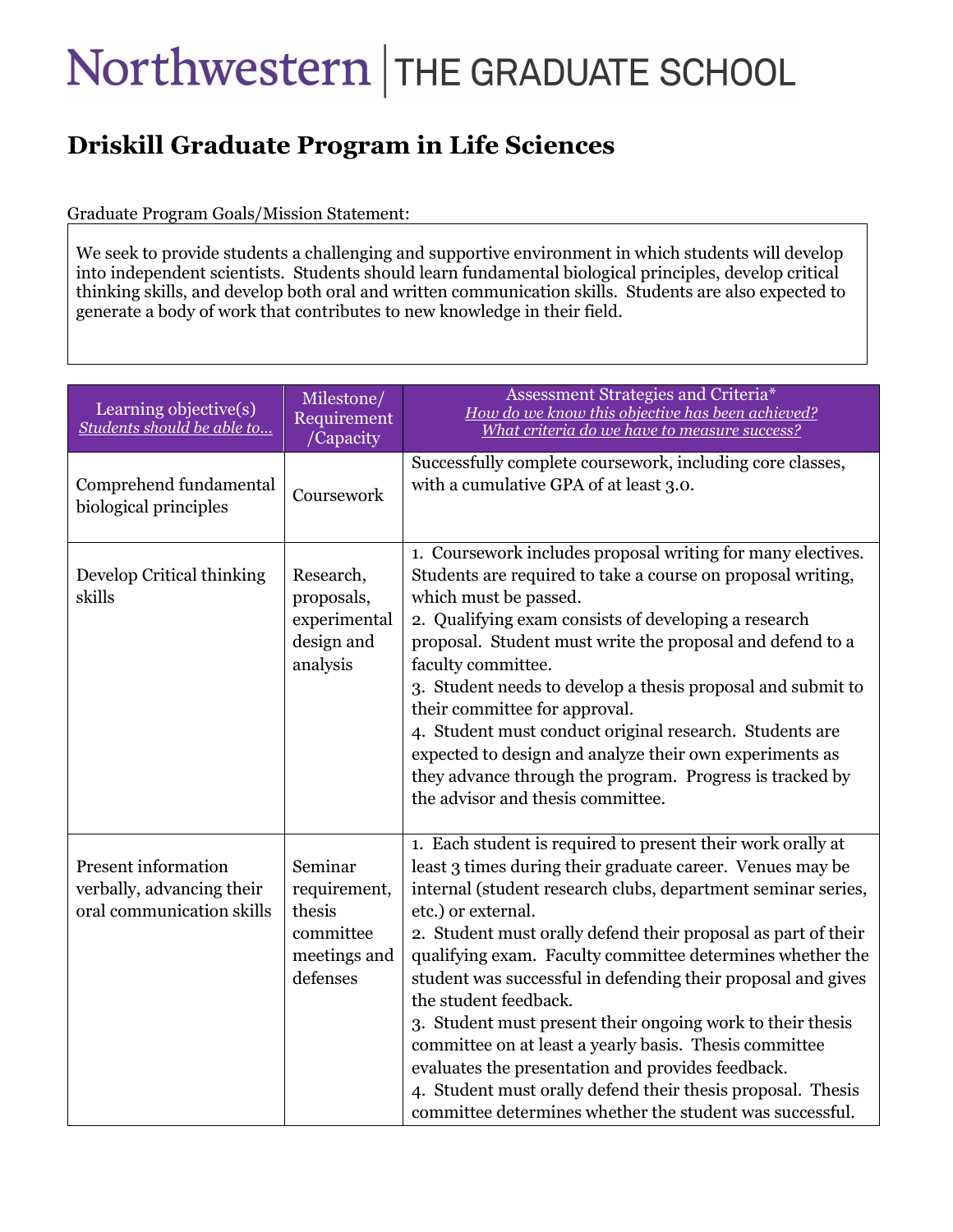# Northwestern | THE GRADUATE SCHOOL

## Driskill Graduate Program in Life Sciences

Graduate Program Goals/Mission Statement:

We seek to provide students a challenging and supportive environment in which students will develop into independent scientists. Students should learn fundamental biological principles, develop critical thinking skills, and develop both oral and written communication skills. Students are also expected to generate a body of work that contributes to new knowledge in their field.

| Learning objective(s) *Students should be able to…* | Milestone/ Requirement /Capacity | Assessment Strategies and Criteria* *How do we know this objective has been achieved? What criteria do we have to measure success?* |
|---|---|---|
| Comprehend fundamental biological principles | Coursework | Successfully complete coursework, including core classes, with a cumulative GPA of at least 3.0. |
| Develop Critical thinking skills | Research, proposals, experimental design and analysis | 1. Coursework includes proposal writing for many electives. Students are required to take a course on proposal writing, which must be passed.<br>2. Qualifying exam consists of developing a research proposal. Student must write the proposal and defend to a faculty committee.<br>3. Student needs to develop a thesis proposal and submit to their committee for approval.<br>4. Student must conduct original research. Students are expected to design and analyze their own experiments as they advance through the program. Progress is tracked by the advisor and thesis committee. |
| Present information verbally, advancing their oral communication skills | Seminar requirement, thesis committee meetings and defenses | 1. Each student is required to present their work orally at least 3 times during their graduate career. Venues may be internal (student research clubs, department seminar series, etc.) or external.<br>2. Student must orally defend their proposal as part of their qualifying exam. Faculty committee determines whether the student was successful in defending their proposal and gives the student feedback.<br>3. Student must present their ongoing work to their thesis committee on at least a yearly basis. Thesis committee evaluates the presentation and provides feedback.<br>4. Student must orally defend their thesis proposal. Thesis committee determines whether the student was successful. |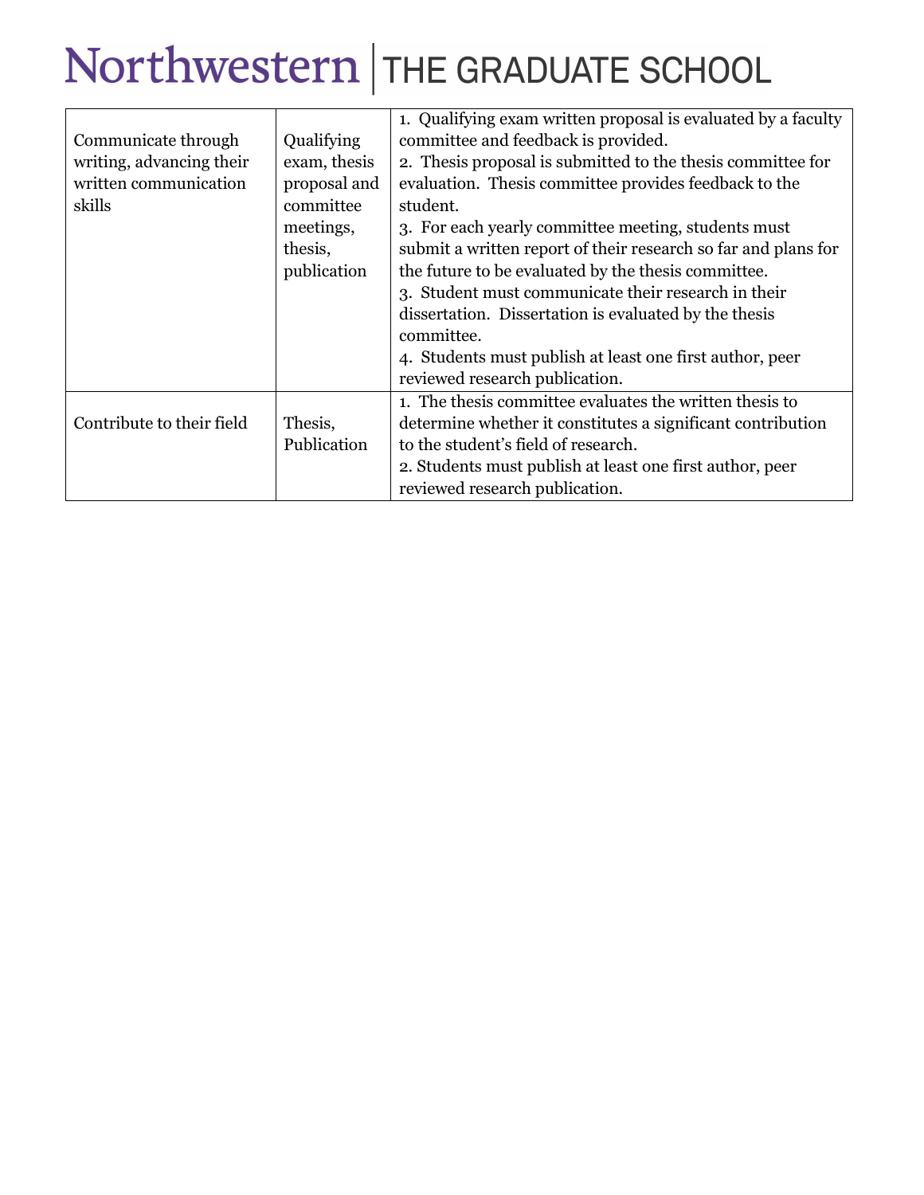| | | |
|---|---|---|
| Communicate through writing, advancing their written communication skills | Qualifying exam, thesis proposal and committee meetings, thesis, publication | 1. Qualifying exam written proposal is evaluated by a faculty committee and feedback is provided.<br>2. Thesis proposal is submitted to the thesis committee for evaluation. Thesis committee provides feedback to the student.<br>3. For each yearly committee meeting, students must submit a written report of their research so far and plans for the future to be evaluated by the thesis committee.<br>3. Student must communicate their research in their dissertation. Dissertation is evaluated by the thesis committee.<br>4. Students must publish at least one first author, peer reviewed research publication. |
| Contribute to their field | Thesis, Publication | 1. The thesis committee evaluates the written thesis to determine whether it constitutes a significant contribution to the student's field of research.<br>2. Students must publish at least one first author, peer reviewed research publication. |